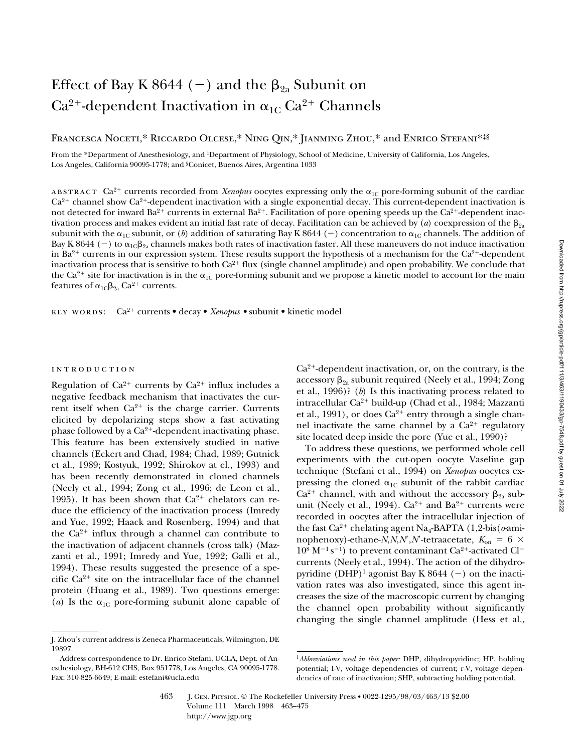# Effect of Bay K 8644 (−) and the $\beta_{2a}$ Subunit on $Ca^{2+}$-dependent Inactivation in $\alpha_{1C}$ $Ca^{2+}$ Channels

Francesca Noceti,* Riccardo Olcese,* Ning Qin,* Jianming Zhou,* and Enrico Stefani*‡§

From the *Department of Anesthesiology, and ‡Department of Physiology, School of Medicine, University of California, Los Angeles, Los Angeles, California 90095-1778; and §Conicet, Buenos Aires, Argentina 1033

**abstract** $Ca^{2+}$ currents recorded from *Xenopus* oocytes expressing only the $\alpha_{1C}$ pore-forming subunit of the cardiac $Ca^{2+}$ channel show $Ca^{2+}$-dependent inactivation with a single exponential decay. This current-dependent inactivation is not detected for inward $Ba^{2+}$ currents in external $Ba^{2+}$. Facilitation of pore opening speeds up the $Ca^{2+}$-dependent inactivation process and makes evident an initial fast rate of decay. Facilitation can be achieved by (*a*) coexpression of the $\beta_{2a}$ subunit with the $\alpha_{1C}$ subunit, or (*b*) addition of saturating Bay K 8644 (−) concentration to $\alpha_{1C}$ channels. The addition of Bay K 8644 (−) to $\alpha_{1C}\beta_{2a}$ channels makes both rates of inactivation faster. All these maneuvers do not induce inactivation in $Ba^{2+}$ currents in our expression system. These results support the hypothesis of a mechanism for the $Ca^{2+}$-dependent inactivation process that is sensitive to both $Ca^{2+}$ flux (single channel amplitude) and open probability. We conclude that the $Ca^{2+}$ site for inactivation is in the $\alpha_{1C}$ pore-forming subunit and we propose a kinetic model to account for the main features of $\alpha_{1C}\beta_{2a}$ $Ca^{2+}$ currents.

**key words:** $Ca^{2+}$ currents • decay • *Xenopus* • subunit • kinetic model

## introduction

Regulation of $Ca^{2+}$ currents by $Ca^{2+}$ influx includes a negative feedback mechanism that inactivates the current itself when $Ca^{2+}$ is the charge carrier. Currents elicited by depolarizing steps show a fast activating phase followed by a $Ca^{2+}$-dependent inactivating phase. This feature has been extensively studied in native channels (Eckert and Chad, 1984; Chad, 1989; Gutnick et al., 1989; Kostyuk, 1992; Shirokov et al., 1993) and has been recently demonstrated in cloned channels (Neely et al., 1994; Zong et al., 1996; de Leon et al., 1995). It has been shown that $Ca^{2+}$ chelators can reduce the efficiency of the inactivation process (Imredy and Yue, 1992; Haack and Rosenberg, 1994) and that the $Ca^{2+}$ influx through a channel can contribute to the inactivation of adjacent channels (cross talk) (Mazzanti et al., 1991; Imredy and Yue, 1992; Galli et al., 1994). These results suggested the presence of a specific $Ca^{2+}$ site on the intracellular face of the channel protein (Huang et al., 1989). Two questions emerge: (*a*) Is the $\alpha_{1C}$ pore-forming subunit alone capable of $Ca^{2+}$-dependent inactivation, or, on the contrary, is the accessory $\beta_{2a}$ subunit required (Neely et al., 1994; Zong et al., 1996)? (*b*) Is this inactivating process related to intracellular $Ca^{2+}$ build-up (Chad et al., 1984; Mazzanti et al., 1991), or does $Ca^{2+}$ entry through a single channel inactivate the same channel by a $Ca^{2+}$ regulatory site located deep inside the pore (Yue et al., 1990)?

To address these questions, we performed whole cell experiments with the cut-open oocyte Vaseline gap technique (Stefani et al., 1994) on *Xenopus* oocytes expressing the cloned $\alpha_{1C}$ subunit of the rabbit cardiac $Ca^{2+}$ channel, with and without the accessory $\beta_{2a}$ subunit (Neely et al., 1994). $Ca^{2+}$ and $Ba^{2+}$ currents were recorded in oocytes after the intracellular injection of the fast $Ca^{2+}$ chelating agent $Na_4$-BAPTA (1,2-bis(*o*-aminophenoxy)-ethane-*N,N,N′,N′*-tetraacetate, $K_{on} = 6 \times 10^8\ M^{-1}s^{-1}$) to prevent contaminant $Ca^{2+}$-activated $Cl^-$ currents (Neely et al., 1994). The action of the dihydropyridine (DHP)[1] agonist Bay K 8644 (−) on the inactivation rates was also investigated, since this agent increases the size of the macroscopic current by changing the channel open probability without significantly changing the single channel amplitude (Hess et al.,

J. Zhou's current address is Zeneca Pharmaceuticals, Wilmington, DE 19897.

Address correspondence to Dr. Enrico Stefani, UCLA, Dept. of Anesthesiology, BH-612 CHS, Box 951778, Los Angeles, CA 90095-1778. Fax: 310-825-6649; E-mail: estefani@ucla.edu

[1] *Abbreviations used in this paper:* DHP, dihydropyridine; HP, holding potential; I-V, voltage dependencies of current; r-V, voltage dependencies of rate of inactivation; SHP, subtracting holding potential.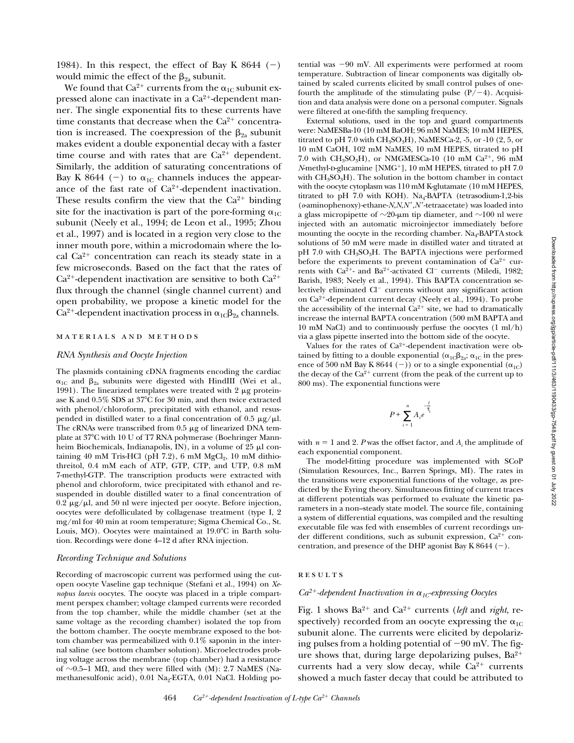1984). In this respect, the effect of Bay K 8644 (−) would mimic the effect of the $\beta_{2a}$ subunit.

We found that $Ca^{2+}$ currents from the $\alpha_{1C}$ subunit expressed alone can inactivate in a $Ca^{2+}$-dependent manner. The single exponential fits to these currents have time constants that decrease when the $Ca^{2+}$ concentration is increased. The coexpression of the $\beta_{2a}$ subunit makes evident a double exponential decay with a faster time course and with rates that are $Ca^{2+}$ dependent. Similarly, the addition of saturating concentrations of Bay K 8644 (−) to $\alpha_{1C}$ channels induces the appearance of the fast rate of $Ca^{2+}$-dependent inactivation. These results confirm the view that the $Ca^{2+}$ binding site for the inactivation is part of the pore-forming $\alpha_{1C}$ subunit (Neely et al., 1994; de Leon et al., 1995; Zhou et al., 1997) and is located in a region very close to the inner mouth pore, within a microdomain where the local $Ca^{2+}$ concentration can reach its steady state in a few microseconds. Based on the fact that the rates of $Ca^{2+}$-dependent inactivation are sensitive to both $Ca^{2+}$ flux through the channel (single channel current) and open probability, we propose a kinetic model for the $Ca^{2+}$-dependent inactivation process in $\alpha_{1C}\beta_{2a}$ channels.

## MATERIALS AND METHODS

### *RNA Synthesis and Oocyte Injection*

The plasmids containing cDNA fragments encoding the cardiac $\alpha_{1C}$ and $\beta_{2a}$ subunits were digested with HindIII (Wei et al., 1991). The linearized templates were treated with 2 μg proteinase K and 0.5% SDS at 37°C for 30 min, and then twice extracted with phenol/chloroform, precipitated with ethanol, and resuspended in distilled water to a final concentration of 0.5 μg/μl. The cRNAs were transcribed from 0.5 μg of linearized DNA template at 37°C with 10 U of T7 RNA polymerase (Boehringer Mannheim Biochemicals, Indianapolis, IN), in a volume of 25 μl containing 40 mM Tris-HCl (pH 7.2), 6 mM $MgCl_2$, 10 mM dithiothreitol, 0.4 mM each of ATP, GTP, CTP, and UTP, 0.8 mM 7-methyl-GTP. The transcription products were extracted with phenol and chloroform, twice precipitated with ethanol and resuspended in double distilled water to a final concentration of 0.2 μg/μl, and 50 nl were injected per oocyte. Before injection, oocytes were defolliculated by collagenase treatment (type I, 2 mg/ml for 40 min at room temperature; Sigma Chemical Co., St. Louis, MO). Oocytes were maintained at 19.0°C in Barth solution. Recordings were done 4–12 d after RNA injection.

### *Recording Technique and Solutions*

Recording of macroscopic current was performed using the cut-open oocyte Vaseline gap technique (Stefani et al., 1994) on *Xenopus laevis* oocytes. The oocyte was placed in a triple compartment perspex chamber; voltage clamped currents were recorded from the top chamber, while the middle chamber (set at the same voltage as the recording chamber) isolated the top from the bottom chamber. The oocyte membrane exposed to the bottom chamber was permeabilized with 0.1% saponin in the internal saline (see bottom chamber solution). Microelectrodes probing voltage across the membrane (top chamber) had a resistance of ~0.5–1 MΩ, and they were filled with (M): 2.7 NaMES (Na-methanesulfonic acid), 0.01 $Na_2$-EGTA, 0.01 NaCl. Holding potential was −90 mV. All experiments were performed at room temperature. Subtraction of linear components was digitally obtained by scaled currents elicited by small control pulses of one-fourth the amplitude of the stimulating pulse (P/−4). Acquisition and data analysis were done on a personal computer. Signals were filtered at one-fifth the sampling frequency.

External solutions, used in the top and guard compartments were: NaMESBa-10 (10 mM BaOH; 96 mM NaMES; 10 mM HEPES, titrated to pH 7.0 with $CH_3SO_3H$), NaMESCa-2, -5, or -10 (2, 5, or 10 mM CaOH, 102 mM NaMES, 10 mM HEPES, titrated to pH 7.0 with $CH_3SO_3H$), or NMGMESCa-10 (10 mM $Ca^{2+}$, 96 mM *N*-methyl-D-glucamine [$NMG^+$], 10 mM HEPES, titrated to pH 7.0 with $CH_3SO_3H$). The solution in the bottom chamber in contact with the oocyte cytoplasm was 110 mM K-glutamate (10 mM HEPES, titrated to pH 7.0 with KOH). $Na_4$-BAPTA (tetrasodium-1,2-bis (*o*-aminophenoxy)-ethane-*N,N,N′,N′*-tetraacetate) was loaded into a glass micropipette of ~20-μm tip diameter, and ~100 nl were injected with an automatic microinjector immediately before mounting the oocyte in the recording chamber. $Na_4$-BAPTA stock solutions of 50 mM were made in distilled water and titrated at pH 7.0 with $CH_3SO_3H$. The BAPTA injections were performed before the experiments to prevent contamination of $Ca^{2+}$ currents with $Ca^{2+}$- and $Ba^{2+}$-activated $Cl^-$ currents (Miledi, 1982; Barish, 1983; Neely et al., 1994). This BAPTA concentration selectively eliminated $Cl^-$ currents without any significant action on $Ca^{2+}$-dependent current decay (Neely et al., 1994). To probe the accessibility of the internal $Ca^{2+}$ site, we had to dramatically increase the internal BAPTA concentration (500 mM BAPTA and 10 mM NaCl) and to continuously perfuse the oocytes (1 ml/h) via a glass pipette inserted into the bottom side of the oocyte.

Values for the rates of $Ca^{2+}$-dependent inactivation were obtained by fitting to a double exponential ($\alpha_{1C}\beta_{2a}$; $\alpha_{1C}$ in the presence of 500 nM Bay K 8644 (−)) or to a single exponential ($\alpha_{1C}$) the decay of the $Ca^{2+}$ current (from the peak of the current up to 800 ms). The exponential functions were

$$P + \sum_{i=1}^{n} A_i e^{-\frac{t}{\tau_i}}$$

with $n = 1$ and 2. $P$ was the offset factor, and $A_i$ the amplitude of each exponential component.

The model-fitting procedure was implemented with SCoP (Simulation Resources, Inc., Barren Springs, MI). The rates in the transitions were exponential functions of the voltage, as predicted by the Eyring theory. Simultaneous fitting of current traces at different potentials was performed to evaluate the kinetic parameters in a non–steady state model. The source file, containing a system of differential equations, was compiled and the resulting executable file was fed with ensembles of current recordings under different conditions, such as subunit expression, $Ca^{2+}$ concentration, and presence of the DHP agonist Bay K 8644 (−).

## RESULTS

### *$Ca^{2+}$-dependent Inactivation in $\alpha_{1C}$-expressing Oocytes*

Fig. 1 shows $Ba^{2+}$ and $Ca^{2+}$ currents (*left* and *right*, respectively) recorded from an oocyte expressing the $\alpha_{1C}$ subunit alone. The currents were elicited by depolarizing pulses from a holding potential of −90 mV. The figure shows that, during large depolarizing pulses, $Ba^{2+}$ currents had a very slow decay, while $Ca^{2+}$ currents showed a much faster decay that could be attributed to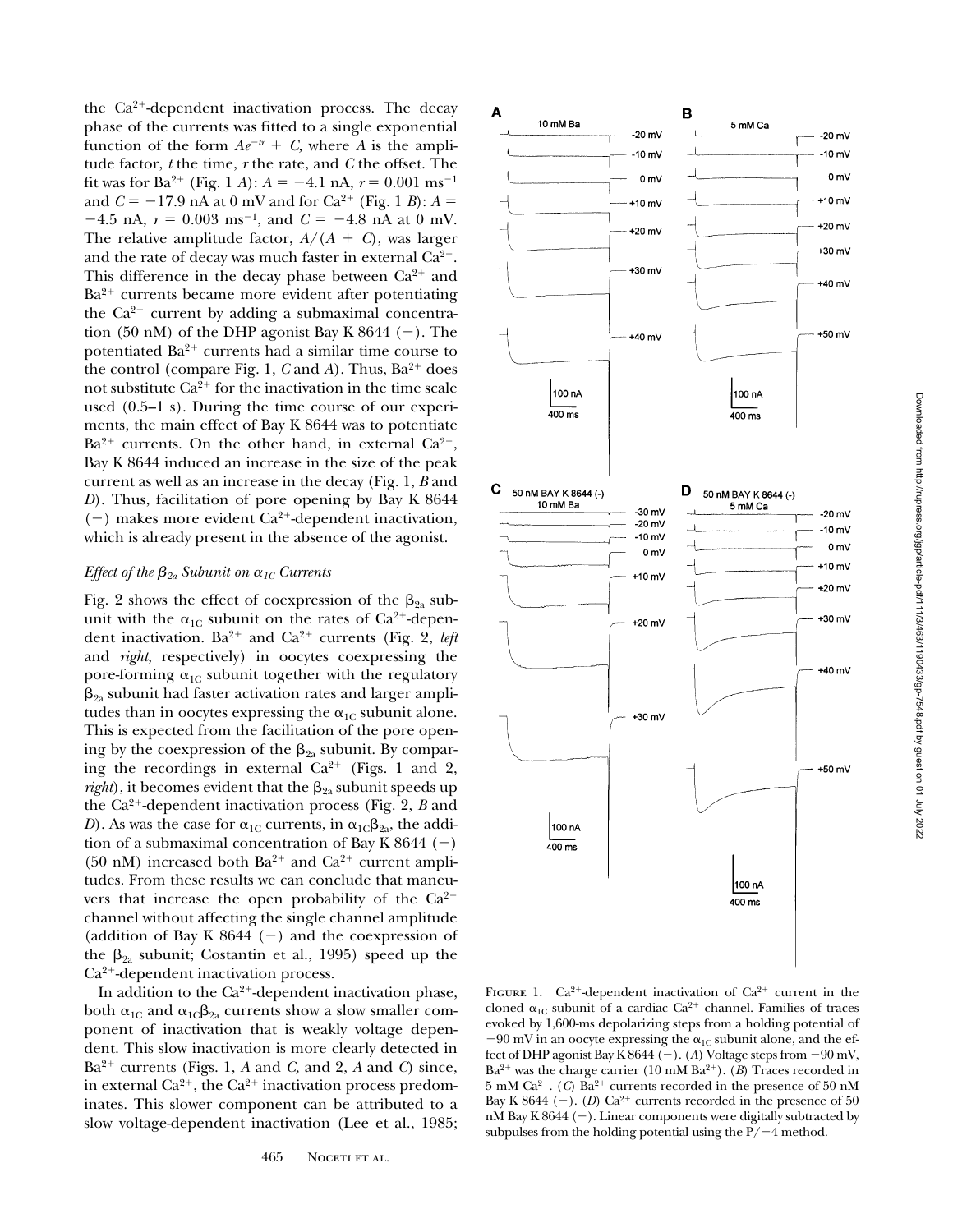the $Ca^{2+}$-dependent inactivation process. The decay phase of the currents was fitted to a single exponential function of the form $Ae^{-tr} + C$, where $A$ is the amplitude factor, $t$ the time, $r$ the rate, and $C$ the offset. The fit was for $Ba^{2+}$ (Fig. 1 *A*): $A = -4.1$ nA, $r = 0.001$ ms$^{-1}$ and $C = -17.9$ nA at 0 mV and for $Ca^{2+}$ (Fig. 1 *B*): $A = -4.5$ nA, $r = 0.003$ ms$^{-1}$, and $C = -4.8$ nA at 0 mV. The relative amplitude factor, $A/(A + C)$, was larger and the rate of decay was much faster in external $Ca^{2+}$. This difference in the decay phase between $Ca^{2+}$ and $Ba^{2+}$ currents became more evident after potentiating the $Ca^{2+}$ current by adding a submaximal concentration (50 nM) of the DHP agonist Bay K 8644 (−). The potentiated $Ba^{2+}$ currents had a similar time course to the control (compare Fig. 1, *C* and *A*). Thus, $Ba^{2+}$ does not substitute $Ca^{2+}$ for the inactivation in the time scale used (0.5–1 s). During the time course of our experiments, the main effect of Bay K 8644 was to potentiate $Ba^{2+}$ currents. On the other hand, in external $Ca^{2+}$, Bay K 8644 induced an increase in the size of the peak current as well as an increase in the decay (Fig. 1, *B* and *D*). Thus, facilitation of pore opening by Bay K 8644 (−) makes more evident $Ca^{2+}$-dependent inactivation, which is already present in the absence of the agonist.

### *Effect of the $\beta_{2a}$ Subunit on $\alpha_{1C}$ Currents*

Fig. 2 shows the effect of coexpression of the $\beta_{2a}$ subunit with the $\alpha_{1C}$ subunit on the rates of $Ca^{2+}$-dependent inactivation. $Ba^{2+}$ and $Ca^{2+}$ currents (Fig. 2, *left* and *right*, respectively) in oocytes coexpressing the pore-forming $\alpha_{1C}$ subunit together with the regulatory $\beta_{2a}$ subunit had faster activation rates and larger amplitudes than in oocytes expressing the $\alpha_{1C}$ subunit alone. This is expected from the facilitation of the pore opening by the coexpression of the $\beta_{2a}$ subunit. By comparing the recordings in external $Ca^{2+}$ (Figs. 1 and 2, *right*), it becomes evident that the $\beta_{2a}$ subunit speeds up the $Ca^{2+}$-dependent inactivation process (Fig. 2, *B* and *D*). As was the case for $\alpha_{1C}$ currents, in $\alpha_{1C}\beta_{2a}$, the addition of a submaximal concentration of Bay K 8644 (−) (50 nM) increased both $Ba^{2+}$ and $Ca^{2+}$ current amplitudes. From these results we can conclude that maneuvers that increase the open probability of the $Ca^{2+}$ channel without affecting the single channel amplitude (addition of Bay K 8644 (−) and the coexpression of the $\beta_{2a}$ subunit; Costantin et al., 1995) speed up the $Ca^{2+}$-dependent inactivation process.

In addition to the $Ca^{2+}$-dependent inactivation phase, both $\alpha_{1C}$ and $\alpha_{1C}\beta_{2a}$ currents show a slow smaller component of inactivation that is weakly voltage dependent. This slow inactivation is more clearly detected in $Ba^{2+}$ currents (Figs. 1, *A* and *C*, and 2, *A* and *C*) since, in external $Ca^{2+}$, the $Ca^{2+}$ inactivation process predominates. This slower component can be attributed to a slow voltage-dependent inactivation (Lee et al., 1985;

FIGURE 1. $Ca^{2+}$-dependent inactivation of $Ca^{2+}$ current in the cloned $\alpha_{1C}$ subunit of a cardiac $Ca^{2+}$ channel. Families of traces evoked by 1,600-ms depolarizing steps from a holding potential of −90 mV in an oocyte expressing the $\alpha_{1C}$ subunit alone, and the effect of DHP agonist Bay K 8644 (−). (*A*) Voltage steps from −90 mV, $Ba^{2+}$ was the charge carrier (10 mM $Ba^{2+}$). (*B*) Traces recorded in 5 mM $Ca^{2+}$. (*C*) $Ba^{2+}$ currents recorded in the presence of 50 nM Bay K 8644 (−). (*D*) $Ca^{2+}$ currents recorded in the presence of 50 nM Bay K 8644 (−). Linear components were digitally subtracted by subpulses from the holding potential using the P/−4 method.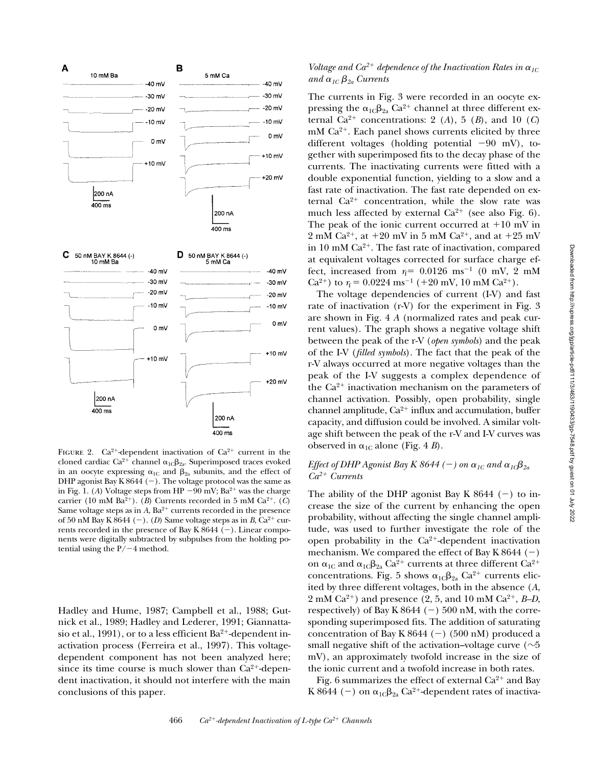FIGURE 2. $Ca^{2+}$-dependent inactivation of $Ca^{2+}$ current in the cloned cardiac $Ca^{2+}$ channel $\alpha_{1C}\beta_{2a}$. Superimposed traces evoked in an oocyte expressing $\alpha_{1C}$ and $\beta_{2a}$ subunits, and the effect of DHP agonist Bay K 8644 (−). The voltage protocol was the same as in Fig. 1. (*A*) Voltage steps from HP −90 mV; $Ba^{2+}$ was the charge carrier (10 mM $Ba^{2+}$). (*B*) Currents recorded in 5 mM $Ca^{2+}$. (*C*) Same voltage steps as in *A*, $Ba^{2+}$ currents recorded in the presence of 50 nM Bay K 8644 (−). (*D*) Same voltage steps as in *B*, $Ca^{2+}$ currents recorded in the presence of Bay K 8644 (−). Linear components were digitally subtracted by subpulses from the holding potential using the P/−4 method.

Hadley and Hume, 1987; Campbell et al., 1988; Gutnick et al., 1989; Hadley and Lederer, 1991; Giannattasio et al., 1991), or to a less efficient $Ba^{2+}$-dependent inactivation process (Ferreira et al., 1997). This voltage-dependent component has not been analyzed here; since its time course is much slower than $Ca^{2+}$-dependent inactivation, it should not interfere with the main conclusions of this paper.

### *Voltage and $Ca^{2+}$ dependence of the Inactivation Rates in $\alpha_{1C}$ and $\alpha_{1C}\beta_{2a}$ Currents*

The currents in Fig. 3 were recorded in an oocyte expressing the $\alpha_{1C}\beta_{2a}$ $Ca^{2+}$ channel at three different external $Ca^{2+}$ concentrations: 2 (*A*), 5 (*B*), and 10 (*C*) mM $Ca^{2+}$. Each panel shows currents elicited by three different voltages (holding potential −90 mV), together with superimposed fits to the decay phase of the currents. The inactivating currents were fitted with a double exponential function, yielding to a slow and a fast rate of inactivation. The fast rate depended on external $Ca^{2+}$ concentration, while the slow rate was much less affected by external $Ca^{2+}$ (see also Fig. 6). The peak of the ionic current occurred at +10 mV in 2 mM $Ca^{2+}$, at +20 mV in 5 mM $Ca^{2+}$, and at +25 mV in 10 mM $Ca^{2+}$. The fast rate of inactivation, compared at equivalent voltages corrected for surface charge effect, increased from $r_f = 0.0126$ ms$^{-1}$ (0 mV, 2 mM $Ca^{2+}$) to $r_f = 0.0224$ ms$^{-1}$ (+20 mV, 10 mM $Ca^{2+}$).

The voltage dependencies of current (I-V) and fast rate of inactivation (r-V) for the experiment in Fig. 3 are shown in Fig. 4 *A* (normalized rates and peak current values). The graph shows a negative voltage shift between the peak of the r-V (*open symbols*) and the peak of the I-V (*filled symbols*). The fact that the peak of the r-V always occurred at more negative voltages than the peak of the I-V suggests a complex dependence of the $Ca^{2+}$ inactivation mechanism on the parameters of channel activation. Possibly, open probability, single channel amplitude, $Ca^{2+}$ influx and accumulation, buffer capacity, and diffusion could be involved. A similar voltage shift between the peak of the r-V and I-V curves was observed in $\alpha_{1C}$ alone (Fig. 4 *B*).

### *Effect of DHP Agonist Bay K 8644 (−) on $\alpha_{1C}$ and $\alpha_{1C}\beta_{2a}$ $Ca^{2+}$ Currents*

The ability of the DHP agonist Bay K 8644 (−) to increase the size of the current by enhancing the open probability, without affecting the single channel amplitude, was used to further investigate the role of the open probability in the $Ca^{2+}$-dependent inactivation mechanism. We compared the effect of Bay K 8644 (−) on $\alpha_{1C}$ and $\alpha_{1C}\beta_{2a}$ $Ca^{2+}$ currents at three different $Ca^{2+}$ concentrations. Fig. 5 shows $\alpha_{1C}\beta_{2a}$ $Ca^{2+}$ currents elicited by three different voltages, both in the absence (*A*, 2 mM $Ca^{2+}$) and presence (2, 5, and 10 mM $Ca^{2+}$, *B–D*, respectively) of Bay K 8644 (−) 500 nM, with the corresponding superimposed fits. The addition of saturating concentration of Bay K 8644 (−) (500 nM) produced a small negative shift of the activation–voltage curve (∼5 mV), an approximately twofold increase in the size of the ionic current and a twofold increase in both rates.

Fig. 6 summarizes the effect of external $Ca^{2+}$ and Bay K 8644 (−) on $\alpha_{1C}\beta_{2a}$ $Ca^{2+}$-dependent rates of inactiva-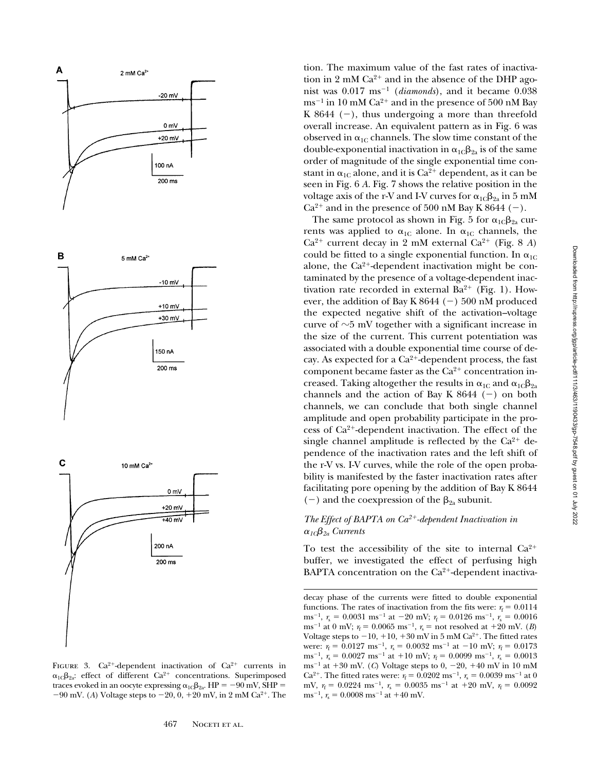tion. The maximum value of the fast rates of inactivation in 2 mM $Ca^{2+}$ and in the absence of the DHP agonist was 0.017 $ms^{-1}$ (*diamonds*), and it became 0.038 $ms^{-1}$ in 10 mM $Ca^{2+}$ and in the presence of 500 nM Bay K 8644 (−), thus undergoing a more than threefold overall increase. An equivalent pattern as in Fig. 6 was observed in $\alpha_{1C}$ channels. The slow time constant of the double-exponential inactivation in $\alpha_{1C}\beta_{2a}$ is of the same order of magnitude of the single exponential time constant in $\alpha_{1C}$ alone, and it is $Ca^{2+}$ dependent, as it can be seen in Fig. 6 *A*. Fig. 7 shows the relative position in the voltage axis of the r-V and I-V curves for $\alpha_{1C}\beta_{2a}$ in 5 mM $Ca^{2+}$ and in the presence of 500 nM Bay K 8644 (−).

The same protocol as shown in Fig. 5 for $\alpha_{1C}\beta_{2a}$ currents was applied to $\alpha_{1C}$ alone. In $\alpha_{1C}$ channels, the $Ca^{2+}$ current decay in 2 mM external $Ca^{2+}$ (Fig. 8 *A*) could be fitted to a single exponential function. In $\alpha_{1C}$ alone, the $Ca^{2+}$-dependent inactivation might be contaminated by the presence of a voltage-dependent inactivation rate recorded in external $Ba^{2+}$ (Fig. 1). However, the addition of Bay K 8644 (−) 500 nM produced the expected negative shift of the activation–voltage curve of ~5 mV together with a significant increase in the size of the current. This current potentiation was associated with a double exponential time course of decay. As expected for a $Ca^{2+}$-dependent process, the fast component became faster as the $Ca^{2+}$ concentration increased. Taking altogether the results in $\alpha_{1C}$ and $\alpha_{1C}\beta_{2a}$ channels and the action of Bay K 8644 (−) on both channels, we can conclude that both single channel amplitude and open probability participate in the process of $Ca^{2+}$-dependent inactivation. The effect of the single channel amplitude is reflected by the $Ca^{2+}$ dependence of the inactivation rates and the left shift of the r-V vs. I-V curves, while the role of the open probability is manifested by the faster inactivation rates after facilitating pore opening by the addition of Bay K 8644 (−) and the coexpression of the $\beta_{2a}$ subunit.

### *The Effect of BAPTA on $Ca^{2+}$-dependent Inactivation in $\alpha_{1C}\beta_{2a}$ Currents*

To test the accessibility of the site to internal $Ca^{2+}$ buffer, we investigated the effect of perfusing high BAPTA concentration on the $Ca^{2+}$-dependent inactiva-

FIGURE 3. $Ca^{2+}$-dependent inactivation of $Ca^{2+}$ currents in $\alpha_{1C}\beta_{2a}$: effect of different $Ca^{2+}$ concentrations. Superimposed traces evoked in an oocyte expressing $\alpha_{1C}\beta_{2a}$. HP = −90 mV, SHP = −90 mV. (*A*) Voltage steps to −20, 0, +20 mV, in 2 mM $Ca^{2+}$. The decay phase of the currents were fitted to double exponential functions. The rates of inactivation from the fits were: $r_f$ = 0.0114 $ms^{-1}$, $r_s$ = 0.0031 $ms^{-1}$ at −20 mV; $r_f$ = 0.0126 $ms^{-1}$, $r_s$ = 0.0016 $ms^{-1}$ at 0 mV; $r_f$ = 0.0065 $ms^{-1}$, $r_s$ = not resolved at +20 mV. (*B*) Voltage steps to −10, +10, +30 mV in 5 mM $Ca^{2+}$. The fitted rates were: $r_f$ = 0.0127 $ms^{-1}$, $r_s$ = 0.0032 $ms^{-1}$ at −10 mV; $r_f$ = 0.0173 $ms^{-1}$, $r_s$ = 0.0027 $ms^{-1}$ at +10 mV; $r_f$ = 0.0099 $ms^{-1}$, $r_s$ = 0.0013 $ms^{-1}$ at +30 mV. (*C*) Voltage steps to 0, −20, +40 mV in 10 mM $Ca^{2+}$. The fitted rates were: $r_f$ = 0.0202 $ms^{-1}$, $r_s$ = 0.0039 $ms^{-1}$ at 0 mV, $r_f$ = 0.0224 $ms^{-1}$, $r_s$ = 0.0035 $ms^{-1}$ at +20 mV, $r_f$ = 0.0092 $ms^{-1}$, $r_s$ = 0.0008 $ms^{-1}$ at +40 mV.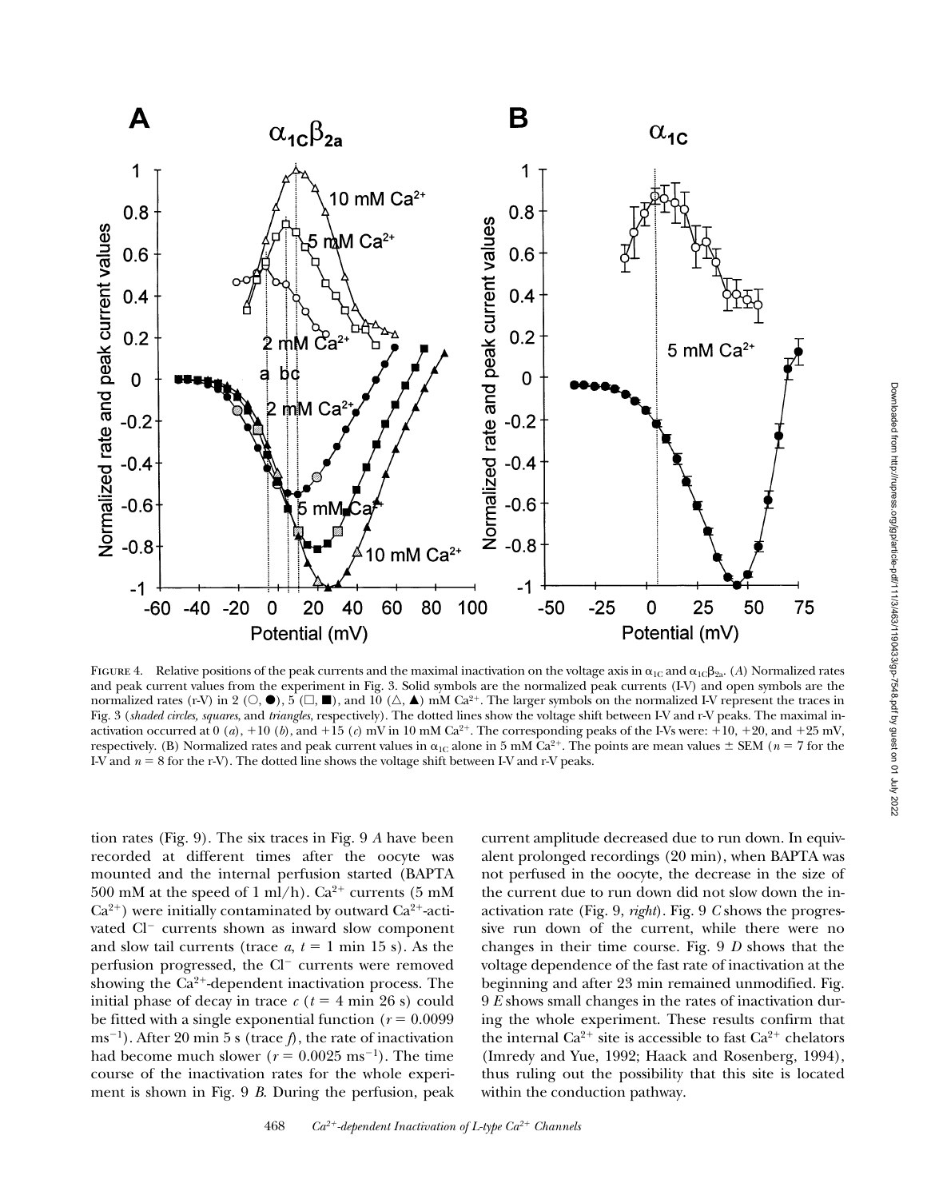FIGURE 4. Relative positions of the peak currents and the maximal inactivation on the voltage axis in $\alpha_{1C}$ and $\alpha_{1C}\beta_{2a}$. (*A*) Normalized rates and peak current values from the experiment in Fig. 3. Solid symbols are the normalized peak currents (I-V) and open symbols are the normalized rates (r-V) in 2 (○, ●), 5 (□, ■), and 10 (△, ▲) mM $Ca^{2+}$. The larger symbols on the normalized I-V represent the traces in Fig. 3 (*shaded circles*, *squares*, and *triangles*, respectively). The dotted lines show the voltage shift between I-V and r-V peaks. The maximal inactivation occurred at 0 (*a*), +10 (*b*), and +15 (*c*) mV in 10 mM $Ca^{2+}$. The corresponding peaks of the I-Vs were: +10, +20, and +25 mV, respectively. (B) Normalized rates and peak current values in $\alpha_{1C}$ alone in 5 mM $Ca^{2+}$. The points are mean values ± SEM ($n = 7$ for the I-V and $n = 8$ for the r-V). The dotted line shows the voltage shift between I-V and r-V peaks.

tion rates (Fig. 9). The six traces in Fig. 9 *A* have been recorded at different times after the oocyte was mounted and the internal perfusion started (BAPTA 500 mM at the speed of 1 ml/h). $Ca^{2+}$ currents (5 mM $Ca^{2+}$) were initially contaminated by outward $Ca^{2+}$-activated $Cl^-$ currents shown as inward slow component and slow tail currents (trace *a*, *t* = 1 min 15 s). As the perfusion progressed, the $Cl^-$ currents were removed showing the $Ca^{2+}$-dependent inactivation process. The initial phase of decay in trace *c* (*t* = 4 min 26 s) could be fitted with a single exponential function ($r = 0.0099$ $ms^{-1}$). After 20 min 5 s (trace *f*), the rate of inactivation had become much slower ($r = 0.0025$ $ms^{-1}$). The time course of the inactivation rates for the whole experiment is shown in Fig. 9 *B*. During the perfusion, peak current amplitude decreased due to run down. In equivalent prolonged recordings (20 min), when BAPTA was not perfused in the oocyte, the decrease in the size of the current due to run down did not slow down the inactivation rate (Fig. 9, *right*). Fig. 9 *C* shows the progressive run down of the current, while there were no changes in their time course. Fig. 9 *D* shows that the voltage dependence of the fast rate of inactivation at the beginning and after 23 min remained unmodified. Fig. 9 *E* shows small changes in the rates of inactivation during the whole experiment. These results confirm that the internal $Ca^{2+}$ site is accessible to fast $Ca^{2+}$ chelators (Imredy and Yue, 1992; Haack and Rosenberg, 1994), thus ruling out the possibility that this site is located within the conduction pathway.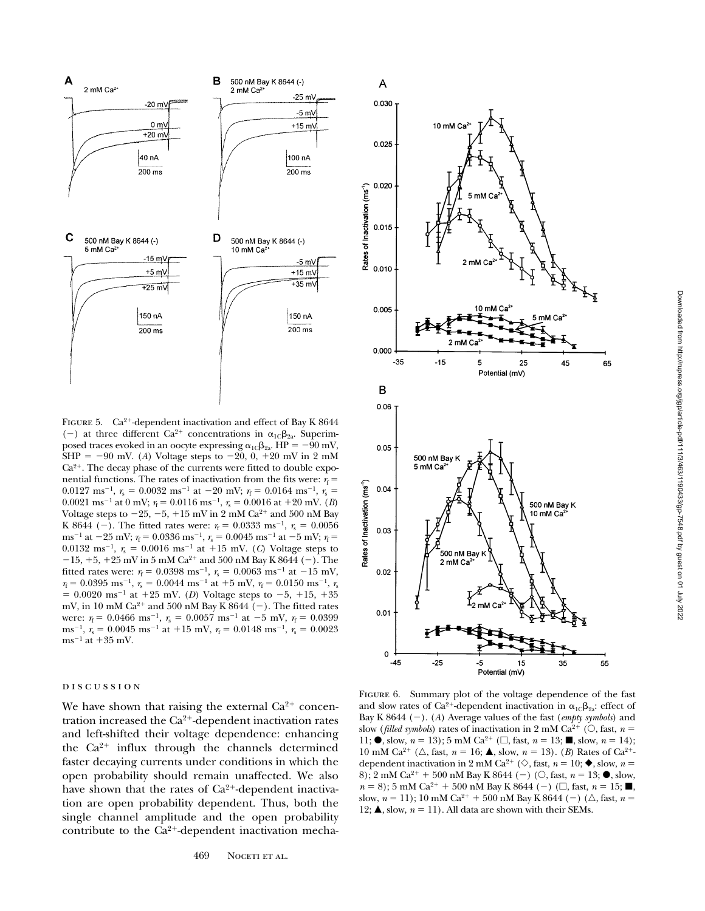FIGURE 5. $Ca^{2+}$-dependent inactivation and effect of Bay K 8644 (−) at three different $Ca^{2+}$ concentrations in $\alpha_{1C}\beta_{2a}$. Superimposed traces evoked in an oocyte expressing $\alpha_{1C}\beta_{2a}$. HP = −90 mV, SHP = −90 mV. (*A*) Voltage steps to −20, 0, +20 mV in 2 mM $Ca^{2+}$. The decay phase of the currents were fitted to double exponential functions. The rates of inactivation from the fits were: $r_f$ = 0.0127 $ms^{-1}$, $r_s$ = 0.0032 $ms^{-1}$ at −20 mV; $r_f$ = 0.0164 $ms^{-1}$, $r_s$ = 0.0021 $ms^{-1}$ at 0 mV; $r_f$ = 0.0116 $ms^{-1}$, $r_s$ = 0.0016 at +20 mV. (*B*) Voltage steps to −25, −5, +15 mV in 2 mM $Ca^{2+}$ and 500 nM Bay K 8644 (−). The fitted rates were: $r_f$ = 0.0333 $ms^{-1}$, $r_s$ = 0.0056 $ms^{-1}$ at −25 mV; $r_f$ = 0.0336 $ms^{-1}$, $r_s$ = 0.0045 $ms^{-1}$ at −5 mV; $r_f$ = 0.0132 $ms^{-1}$, $r_s$ = 0.0016 $ms^{-1}$ at +15 mV. (*C*) Voltage steps to −15, +5, +25 mV in 5 mM $Ca^{2+}$ and 500 nM Bay K 8644 (−). The fitted rates were: $r_f$ = 0.0398 $ms^{-1}$, $r_s$ = 0.0063 $ms^{-1}$ at −15 mV, $r_f$ = 0.0395 $ms^{-1}$, $r_s$ = 0.0044 $ms^{-1}$ at +5 mV, $r_f$ = 0.0150 $ms^{-1}$, $r_s$ = 0.0020 $ms^{-1}$ at +25 mV. (*D*) Voltage steps to −5, +15, +35 mV, in 10 mM $Ca^{2+}$ and 500 nM Bay K 8644 (−). The fitted rates were: $r_f$ = 0.0466 $ms^{-1}$, $r_s$ = 0.0057 $ms^{-1}$ at −5 mV, $r_f$ = 0.0399 $ms^{-1}$, $r_s$ = 0.0045 $ms^{-1}$ at +15 mV, $r_f$ = 0.0148 $ms^{-1}$, $r_s$ = 0.0023 $ms^{-1}$ at +35 mV.

FIGURE 6. Summary plot of the voltage dependence of the fast and slow rates of $Ca^{2+}$-dependent inactivation in $\alpha_{1C}\beta_{2a}$: effect of Bay K 8644 (−). (*A*) Average values of the fast (*empty symbols*) and slow (*filled symbols*) rates of inactivation in 2 mM $Ca^{2+}$ (○, fast, $n$ = 11; ●, slow, $n$ = 13); 5 mM $Ca^{2+}$ (□, fast, $n$ = 13; ■, slow, $n$ = 14); 10 mM $Ca^{2+}$ (△, fast, $n$ = 16; ▲, slow, $n$ = 13). (*B*) Rates of $Ca^{2+}$-dependent inactivation in 2 mM $Ca^{2+}$ (◇, fast, $n$ = 10; ◆, slow, $n$ = 8); 2 mM $Ca^{2+}$ + 500 nM Bay K 8644 (−) (○, fast, $n$ = 13; ●, slow, $n$ = 8); 5 mM $Ca^{2+}$ + 500 nM Bay K 8644 (−) (□, fast, $n$ = 15; ■, slow, $n$ = 11); 10 mM $Ca^{2+}$ + 500 nM Bay K 8644 (−) (△, fast, $n$ = 12; ▲, slow, $n$ = 11). All data are shown with their SEMs.

## DISCUSSION

We have shown that raising the external $Ca^{2+}$ concentration increased the $Ca^{2+}$-dependent inactivation rates and left-shifted their voltage dependence: enhancing the $Ca^{2+}$ influx through the channels determined faster decaying currents under conditions in which the open probability should remain unaffected. We also have shown that the rates of $Ca^{2+}$-dependent inactivation are open probability dependent. Thus, both the single channel amplitude and the open probability contribute to the $Ca^{2+}$-dependent inactivation mecha-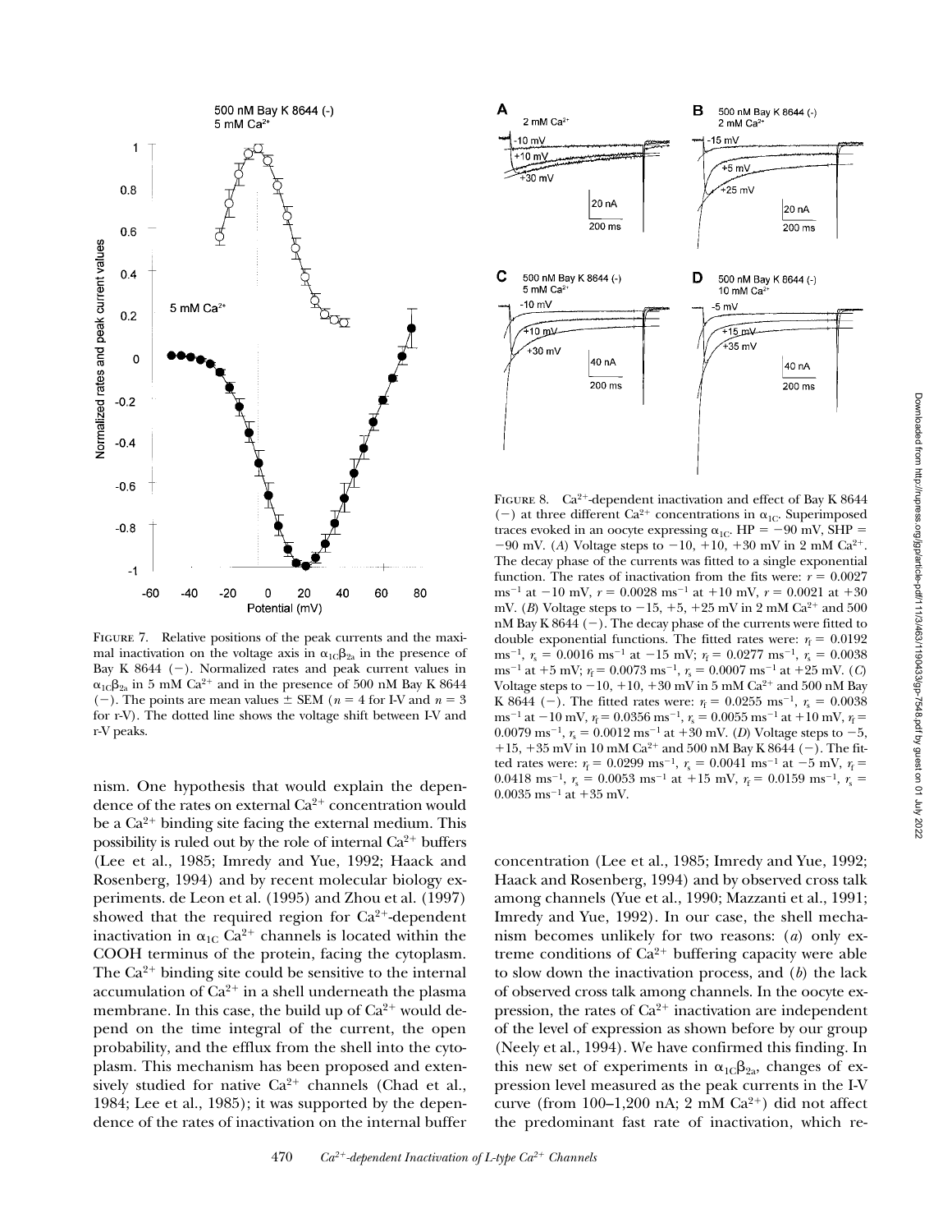FIGURE 7. Relative positions of the peak currents and the maximal inactivation on the voltage axis in $\alpha_{1C}\beta_{2a}$ in the presence of Bay K 8644 (−). Normalized rates and peak current values in $\alpha_{1C}\beta_{2a}$ in 5 mM $Ca^{2+}$ and in the presence of 500 nM Bay K 8644 (−). The points are mean values ± SEM ($n = 4$ for I-V and $n = 3$ for r-V). The dotted line shows the voltage shift between I-V and r-V peaks.

FIGURE 8. $Ca^{2+}$-dependent inactivation and effect of Bay K 8644 (−) at three different $Ca^{2+}$ concentrations in $\alpha_{1C}$. Superimposed traces evoked in an oocyte expressing $\alpha_{1C}$. HP = −90 mV, SHP = −90 mV. (*A*) Voltage steps to −10, +10, +30 mV in 2 mM $Ca^{2+}$. The decay phase of the currents was fitted to a single exponential function. The rates of inactivation from the fits were: $r = 0.0027$ $ms^{-1}$ at −10 mV, $r = 0.0028$ $ms^{-1}$ at +10 mV, $r = 0.0021$ at +30 mV. (*B*) Voltage steps to −15, +5, +25 mV in 2 mM $Ca^{2+}$ and 500 nM Bay K 8644 (−). The decay phase of the currents were fitted to double exponential functions. The fitted rates were: $r_f = 0.0192$ $ms^{-1}$, $r_s = 0.0016$ $ms^{-1}$ at −15 mV; $r_f = 0.0277$ $ms^{-1}$, $r_s = 0.0038$ $ms^{-1}$ at +5 mV; $r_f = 0.0073$ $ms^{-1}$, $r_s = 0.0007$ $ms^{-1}$ at +25 mV. (*C*) Voltage steps to −10, +10, +30 mV in 5 mM $Ca^{2+}$ and 500 nM Bay K 8644 (−). The fitted rates were: $r_f = 0.0255$ $ms^{-1}$, $r_s = 0.0038$ $ms^{-1}$ at −10 mV, $r_f = 0.0356$ $ms^{-1}$, $r_s = 0.0055$ $ms^{-1}$ at +10 mV, $r_f = 0.0079$ $ms^{-1}$, $r_s = 0.0012$ $ms^{-1}$ at +30 mV. (*D*) Voltage steps to −5, +15, +35 mV in 10 mM $Ca^{2+}$ and 500 nM Bay K 8644 (−). The fitted rates were: $r_f = 0.0299$ $ms^{-1}$, $r_s = 0.0041$ $ms^{-1}$ at −5 mV, $r_f = 0.0418$ $ms^{-1}$, $r_s = 0.0053$ $ms^{-1}$ at +15 mV, $r_f = 0.0159$ $ms^{-1}$, $r_s = 0.0035$ $ms^{-1}$ at +35 mV.

nism. One hypothesis that would explain the dependence of the rates on external $Ca^{2+}$ concentration would be a $Ca^{2+}$ binding site facing the external medium. This possibility is ruled out by the role of internal $Ca^{2+}$ buffers (Lee et al., 1985; Imredy and Yue, 1992; Haack and Rosenberg, 1994) and by recent molecular biology experiments. de Leon et al. (1995) and Zhou et al. (1997) showed that the required region for $Ca^{2+}$-dependent inactivation in $\alpha_{1C}$ $Ca^{2+}$ channels is located within the COOH terminus of the protein, facing the cytoplasm. The $Ca^{2+}$ binding site could be sensitive to the internal accumulation of $Ca^{2+}$ in a shell underneath the plasma membrane. In this case, the build up of $Ca^{2+}$ would depend on the time integral of the current, the open probability, and the efflux from the shell into the cytoplasm. This mechanism has been proposed and extensively studied for native $Ca^{2+}$ channels (Chad et al., 1984; Lee et al., 1985); it was supported by the dependence of the rates of inactivation on the internal buffer concentration (Lee et al., 1985; Imredy and Yue, 1992; Haack and Rosenberg, 1994) and by observed cross talk among channels (Yue et al., 1990; Mazzanti et al., 1991; Imredy and Yue, 1992). In our case, the shell mechanism becomes unlikely for two reasons: (*a*) only extreme conditions of $Ca^{2+}$ buffering capacity were able to slow down the inactivation process, and (*b*) the lack of observed cross talk among channels. In the oocyte expression, the rates of $Ca^{2+}$ inactivation are independent of the level of expression as shown before by our group (Neely et al., 1994). We have confirmed this finding. In this new set of experiments in $\alpha_{1C}\beta_{2a}$, changes of expression level measured as the peak currents in the I-V curve (from 100–1,200 nA; 2 mM $Ca^{2+}$) did not affect the predominant fast rate of inactivation, which re-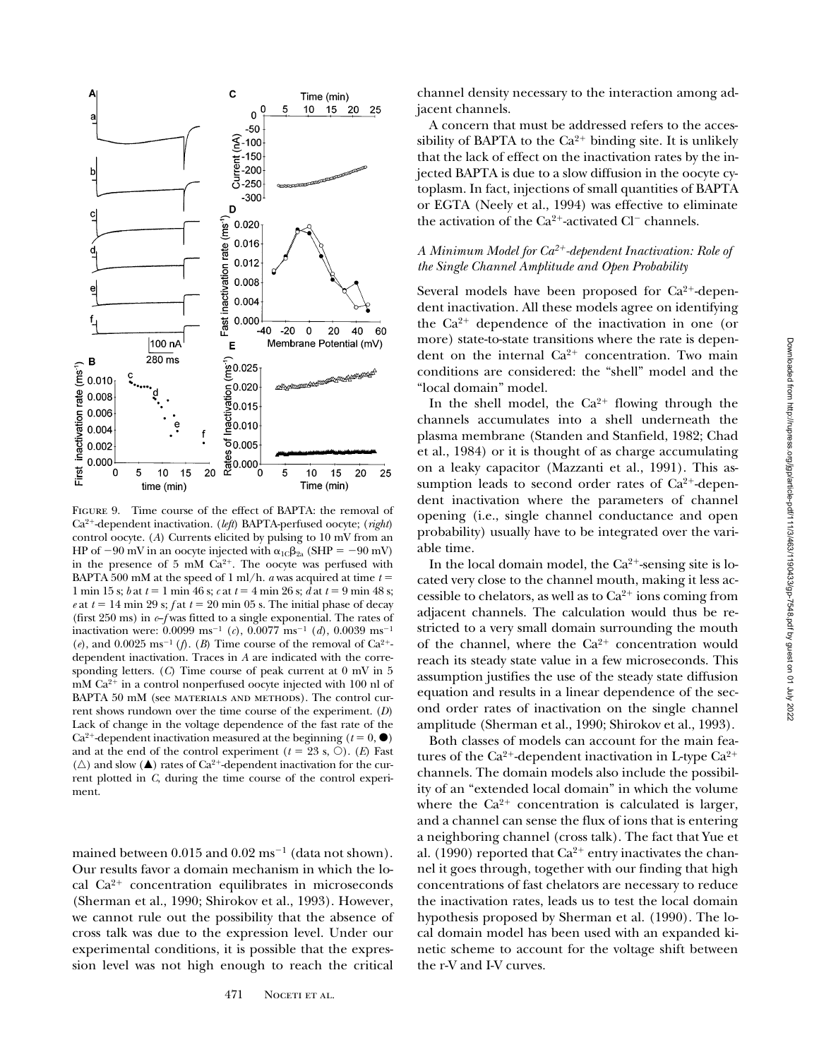FIGURE 9. Time course of the effect of BAPTA: the removal of $Ca^{2+}$-dependent inactivation. (*left*) BAPTA-perfused oocyte; (*right*) control oocyte. (*A*) Currents elicited by pulsing to 10 mV from an HP of −90 mV in an oocyte injected with $\alpha_{1C}\beta_{2a}$ (SHP = −90 mV) in the presence of 5 mM $Ca^{2+}$. The oocyte was perfused with BAPTA 500 mM at the speed of 1 ml/h. *a* was acquired at time *t* = 1 min 15 s; *b* at *t* = 1 min 46 s; *c* at *t* = 4 min 26 s; *d* at *t* = 9 min 48 s; *e* at *t* = 14 min 29 s; *f* at *t* = 20 min 05 s. The initial phase of decay (first 250 ms) in *c*–*f* was fitted to a single exponential. The rates of inactivation were: 0.0099 $ms^{-1}$ (*c*), 0.0077 $ms^{-1}$ (*d*), 0.0039 $ms^{-1}$ (*e*), and 0.0025 $ms^{-1}$ (*f*). (*B*) Time course of the removal of $Ca^{2+}$-dependent inactivation. Traces in *A* are indicated with the corresponding letters. (*C*) Time course of peak current at 0 mV in 5 mM $Ca^{2+}$ in a control nonperfused oocyte injected with 100 nl of BAPTA 50 mM (see MATERIALS AND METHODS). The control current shows rundown over the time course of the experiment. (*D*) Lack of change in the voltage dependence of the fast rate of the $Ca^{2+}$-dependent inactivation measured at the beginning (*t* = 0, ●) and at the end of the control experiment (*t* = 23 s, ○). (*E*) Fast (△) and slow (▲) rates of $Ca^{2+}$-dependent inactivation for the current plotted in *C*, during the time course of the control experiment.

mained between 0.015 and 0.02 $ms^{-1}$ (data not shown). Our results favor a domain mechanism in which the local $Ca^{2+}$ concentration equilibrates in microseconds (Sherman et al., 1990; Shirokov et al., 1993). However, we cannot rule out the possibility that the absence of cross talk was due to the expression level. Under our experimental conditions, it is possible that the expression level was not high enough to reach the critical channel density necessary to the interaction among adjacent channels.

A concern that must be addressed refers to the accessibility of BAPTA to the $Ca^{2+}$ binding site. It is unlikely that the lack of effect on the inactivation rates by the injected BAPTA is due to a slow diffusion in the oocyte cytoplasm. In fact, injections of small quantities of BAPTA or EGTA (Neely et al., 1994) was effective to eliminate the activation of the $Ca^{2+}$-activated $Cl^-$ channels.

### *A Minimum Model for $Ca^{2+}$-dependent Inactivation: Role of the Single Channel Amplitude and Open Probability*

Several models have been proposed for $Ca^{2+}$-dependent inactivation. All these models agree on identifying the $Ca^{2+}$ dependence of the inactivation in one (or more) state-to-state transitions where the rate is dependent on the internal $Ca^{2+}$ concentration. Two main conditions are considered: the "shell" model and the "local domain" model.

In the shell model, the $Ca^{2+}$ flowing through the channels accumulates into a shell underneath the plasma membrane (Standen and Stanfield, 1982; Chad et al., 1984) or it is thought of as charge accumulating on a leaky capacitor (Mazzanti et al., 1991). This assumption leads to second order rates of $Ca^{2+}$-dependent inactivation where the parameters of channel opening (i.e., single channel conductance and open probability) usually have to be integrated over the variable time.

In the local domain model, the $Ca^{2+}$-sensing site is located very close to the channel mouth, making it less accessible to chelators, as well as to $Ca^{2+}$ ions coming from adjacent channels. The calculation would thus be restricted to a very small domain surrounding the mouth of the channel, where the $Ca^{2+}$ concentration would reach its steady state value in a few microseconds. This assumption justifies the use of the steady state diffusion equation and results in a linear dependence of the second order rates of inactivation on the single channel amplitude (Sherman et al., 1990; Shirokov et al., 1993).

Both classes of models can account for the main features of the $Ca^{2+}$-dependent inactivation in L-type $Ca^{2+}$ channels. The domain models also include the possibility of an "extended local domain" in which the volume where the $Ca^{2+}$ concentration is calculated is larger, and a channel can sense the flux of ions that is entering a neighboring channel (cross talk). The fact that Yue et al. (1990) reported that $Ca^{2+}$ entry inactivates the channel it goes through, together with our finding that high concentrations of fast chelators are necessary to reduce the inactivation rates, leads us to test the local domain hypothesis proposed by Sherman et al. (1990). The local domain model has been used with an expanded kinetic scheme to account for the voltage shift between the r-V and I-V curves.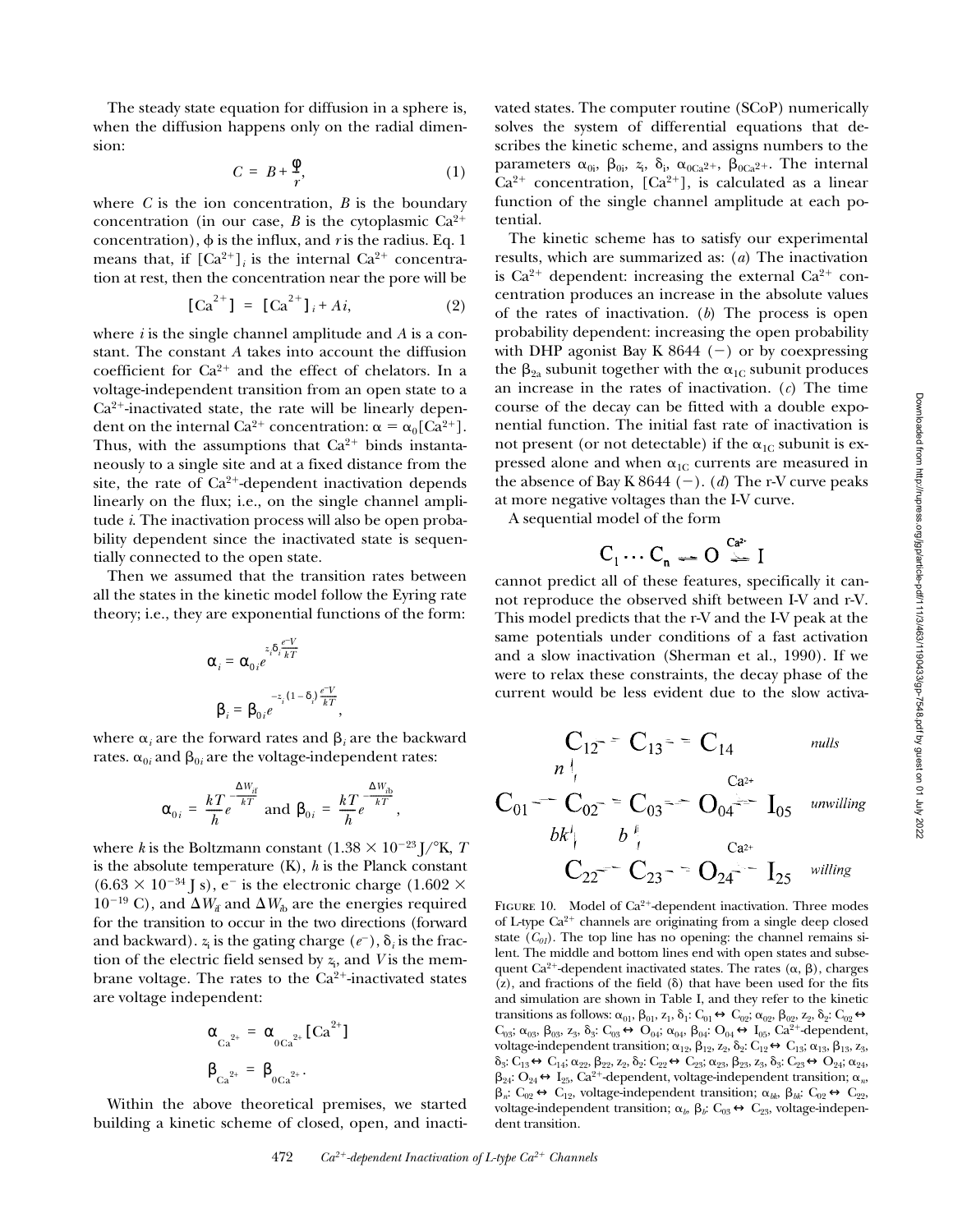The steady state equation for diffusion in a sphere is, when the diffusion happens only on the radial dimension:

$$C = B + \frac{\phi}{r}, \tag{1}$$

where $C$ is the ion concentration, $B$ is the boundary concentration (in our case, $B$ is the cytoplasmic $Ca^{2+}$ concentration), $\phi$ is the influx, and $r$ is the radius. Eq. 1 means that, if $[Ca^{2+}]_i$ is the internal $Ca^{2+}$ concentration at rest, then the concentration near the pore will be

$$[Ca^{2+}] = [Ca^{2+}]_i + Ai, \tag{2}$$

where $i$ is the single channel amplitude and $A$ is a constant. The constant $A$ takes into account the diffusion coefficient for $Ca^{2+}$ and the effect of chelators. In a voltage-independent transition from an open state to a $Ca^{2+}$-inactivated state, the rate will be linearly dependent on the internal $Ca^{2+}$ concentration: $\alpha = \alpha_0[Ca^{2+}]$. Thus, with the assumptions that $Ca^{2+}$ binds instantaneously to a single site and at a fixed distance from the site, the rate of $Ca^{2+}$-dependent inactivation depends linearly on the flux; i.e., on the single channel amplitude $i$. The inactivation process will also be open probability dependent since the inactivated state is sequentially connected to the open state.

Then we assumed that the transition rates between all the states in the kinetic model follow the Eyring rate theory; i.e., they are exponential functions of the form:

$$\alpha_i = \alpha_{0i} e^{z_i \delta_i \frac{e^- V}{kT}}$$

$$\beta_i = \beta_{0i} e^{-z_i (1-\delta_i) \frac{e^- V}{kT}},$$

where $\alpha_i$ are the forward rates and $\beta_i$ are the backward rates. $\alpha_{0i}$ and $\beta_{0i}$ are the voltage-independent rates:

$$\alpha_{0i} = \frac{kT}{h} e^{-\frac{\Delta W_{if}}{kT}} \text{ and } \beta_{0i} = \frac{kT}{h} e^{-\frac{\Delta W_{ib}}{kT}},$$

where $k$ is the Boltzmann constant ($1.38 \times 10^{-23}$ J/°K, $T$ is the absolute temperature (K), $h$ is the Planck constant ($6.63 \times 10^{-34}$ J s), $e^-$ is the electronic charge ($1.602 \times 10^{-19}$ C), and $\Delta W_{if}$ and $\Delta W_{ib}$ are the energies required for the transition to occur in the two directions (forward and backward). $z_i$ is the gating charge ($e^-$), $\delta_i$ is the fraction of the electric field sensed by $z_i$, and $V$ is the membrane voltage. The rates to the $Ca^{2+}$-inactivated states are voltage independent:

$$\alpha_{Ca^{2+}} = \alpha_{0Ca^{2+}}[Ca^{2+}]$$

$$\beta_{Ca^{2+}} = \beta_{0Ca^{2+}}.$$

Within the above theoretical premises, we started building a kinetic scheme of closed, open, and inactivated states. The computer routine (SCoP) numerically solves the system of differential equations that describes the kinetic scheme, and assigns numbers to the parameters $\alpha_{0i}$, $\beta_{0i}$, $z_i$, $\delta_i$, $\alpha_{0Ca^{2+}}$, $\beta_{0Ca^{2+}}$. The internal $Ca^{2+}$ concentration, $[Ca^{2+}]$, is calculated as a linear function of the single channel amplitude at each potential.

The kinetic scheme has to satisfy our experimental results, which are summarized as: (*a*) The inactivation is $Ca^{2+}$ dependent: increasing the external $Ca^{2+}$ concentration produces an increase in the absolute values of the rates of inactivation. (*b*) The process is open probability dependent: increasing the open probability with DHP agonist Bay K 8644 (−) or by coexpressing the $\beta_{2a}$ subunit together with the $\alpha_{1C}$ subunit produces an increase in the rates of inactivation. (*c*) The time course of the decay can be fitted with a double exponential function. The initial fast rate of inactivation is not present (or not detectable) if the $\alpha_{1C}$ subunit is expressed alone and when $\alpha_{1C}$ currents are measured in the absence of Bay K 8644 (−). (*d*) The r-V curve peaks at more negative voltages than the I-V curve.

A sequential model of the form

$$C_1 \cdots C_n \rightleftharpoons O \overset{Ca^{2+}}{\rightleftharpoons} I$$

cannot predict all of these features, specifically it cannot reproduce the observed shift between I-V and r-V. This model predicts that the r-V and the I-V peak at the same potentials under conditions of a fast activation and a slow inactivation (Sherman et al., 1990). If we were to relax these constraints, the decay phase of the current would be less evident due to the slow activa-

$$
\begin{array}{ccccccccccl}
 & & C_{12} & \rightleftharpoons & C_{13} & \rightleftharpoons & C_{14} & & & & \textit{nulls} \\
 & & n \updownarrow & & & & & & & & \\
C_{01} & \rightleftharpoons & C_{02} & \rightleftharpoons & C_{03} & \rightleftharpoons & O_{04} & \overset{Ca^{2+}}{\rightleftharpoons} & I_{05} & & \textit{unwilling} \\
 & & bk \updownarrow & & b \updownarrow & & & & & & \\
 & & C_{22} & \rightleftharpoons & C_{23} & \rightleftharpoons & O_{24} & \overset{Ca^{2+}}{\rightleftharpoons} & I_{25} & & \textit{willing}
\end{array}
$$

FIGURE 10. Model of $Ca^{2+}$-dependent inactivation. Three modes of L-type $Ca^{2+}$ channels are originating from a single deep closed state ($C_{01}$). The top line has no opening: the channel remains silent. The middle and bottom lines end with open states and subsequent $Ca^{2+}$-dependent inactivated states. The rates ($\alpha$, $\beta$), charges ($z$), and fractions of the field ($\delta$) that have been used for the fits and simulation are shown in Table I, and they refer to the kinetic transitions as follows: $\alpha_{01}$, $\beta_{01}$, $z_1$, $\delta_1$: $C_{01} \leftrightarrow C_{02}$; $\alpha_{02}$, $\beta_{02}$, $z_2$, $\delta_2$: $C_{02} \leftrightarrow C_{03}$; $\alpha_{03}$, $\beta_{03}$, $z_3$, $\delta_3$: $C_{03} \leftrightarrow O_{04}$; $\alpha_{04}$, $\beta_{04}$: $O_{04} \leftrightarrow I_{05}$, $Ca^{2+}$-dependent, voltage-independent transition; $\alpha_{12}$, $\beta_{12}$, $z_2$, $\delta_2$: $C_{12} \leftrightarrow C_{13}$; $\alpha_{13}$, $\beta_{13}$, $z_3$, $\delta_3$: $C_{13} \leftrightarrow C_{14}$; $\alpha_{22}$, $\beta_{22}$, $z_2$, $\delta_2$: $C_{22} \leftrightarrow C_{23}$; $\alpha_{23}$, $\beta_{23}$, $z_3$, $\delta_3$: $C_{23} \leftrightarrow O_{24}$; $\alpha_{24}$, $\beta_{24}$: $O_{24} \leftrightarrow I_{25}$, $Ca^{2+}$-dependent, voltage-independent transition; $\alpha_n$, $\beta_n$: $C_{02} \leftrightarrow C_{12}$, voltage-independent transition; $\alpha_{bk}$, $\beta_{bk}$: $C_{02} \leftrightarrow C_{22}$, voltage-independent transition; $\alpha_b$, $\beta_b$: $C_{03} \leftrightarrow C_{23}$, voltage-independent transition.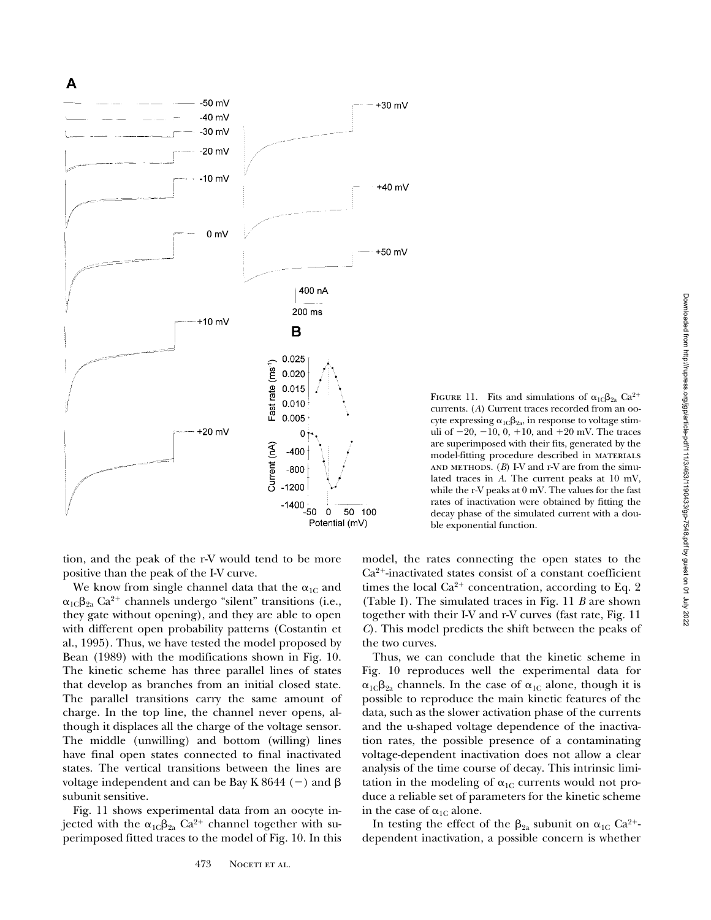FIGURE 11. Fits and simulations of $\alpha_{1C}\beta_{2a}$ $Ca^{2+}$ currents. (*A*) Current traces recorded from an oocyte expressing $\alpha_{1C}\beta_{2a}$, in response to voltage stimuli of −20, −10, 0, +10, and +20 mV. The traces are superimposed with their fits, generated by the model-fitting procedure described in MATERIALS AND METHODS. (*B*) I-V and r-V are from the simulated traces in *A*. The current peaks at 10 mV, while the r-V peaks at 0 mV. The values for the fast rates of inactivation were obtained by fitting the decay phase of the simulated current with a double exponential function.

tion, and the peak of the r-V would tend to be more positive than the peak of the I-V curve.

We know from single channel data that the $\alpha_{1C}$ and $\alpha_{1C}\beta_{2a}$ $Ca^{2+}$ channels undergo "silent" transitions (i.e., they gate without opening), and they are able to open with different open probability patterns (Costantin et al., 1995). Thus, we have tested the model proposed by Bean (1989) with the modifications shown in Fig. 10. The kinetic scheme has three parallel lines of states that develop as branches from an initial closed state. The parallel transitions carry the same amount of charge. In the top line, the channel never opens, although it displaces all the charge of the voltage sensor. The middle (unwilling) and bottom (willing) lines have final open states connected to final inactivated states. The vertical transitions between the lines are voltage independent and can be Bay K 8644 (−) and β subunit sensitive.

Fig. 11 shows experimental data from an oocyte injected with the $\alpha_{1C}\beta_{2a}$ $Ca^{2+}$ channel together with superimposed fitted traces to the model of Fig. 10. In this model, the rates connecting the open states to the $Ca^{2+}$-inactivated states consist of a constant coefficient times the local $Ca^{2+}$ concentration, according to Eq. 2 (Table I). The simulated traces in Fig. 11 *B* are shown together with their I-V and r-V curves (fast rate, Fig. 11 *C*). This model predicts the shift between the peaks of the two curves.

Thus, we can conclude that the kinetic scheme in Fig. 10 reproduces well the experimental data for $\alpha_{1C}\beta_{2a}$ channels. In the case of $\alpha_{1C}$ alone, though it is possible to reproduce the main kinetic features of the data, such as the slower activation phase of the currents and the u-shaped voltage dependence of the inactivation rates, the possible presence of a contaminating voltage-dependent inactivation does not allow a clear analysis of the time course of decay. This intrinsic limitation in the modeling of $\alpha_{1C}$ currents would not produce a reliable set of parameters for the kinetic scheme in the case of $\alpha_{1C}$ alone.

In testing the effect of the $\beta_{2a}$ subunit on $\alpha_{1C}$ $Ca^{2+}$-dependent inactivation, a possible concern is whether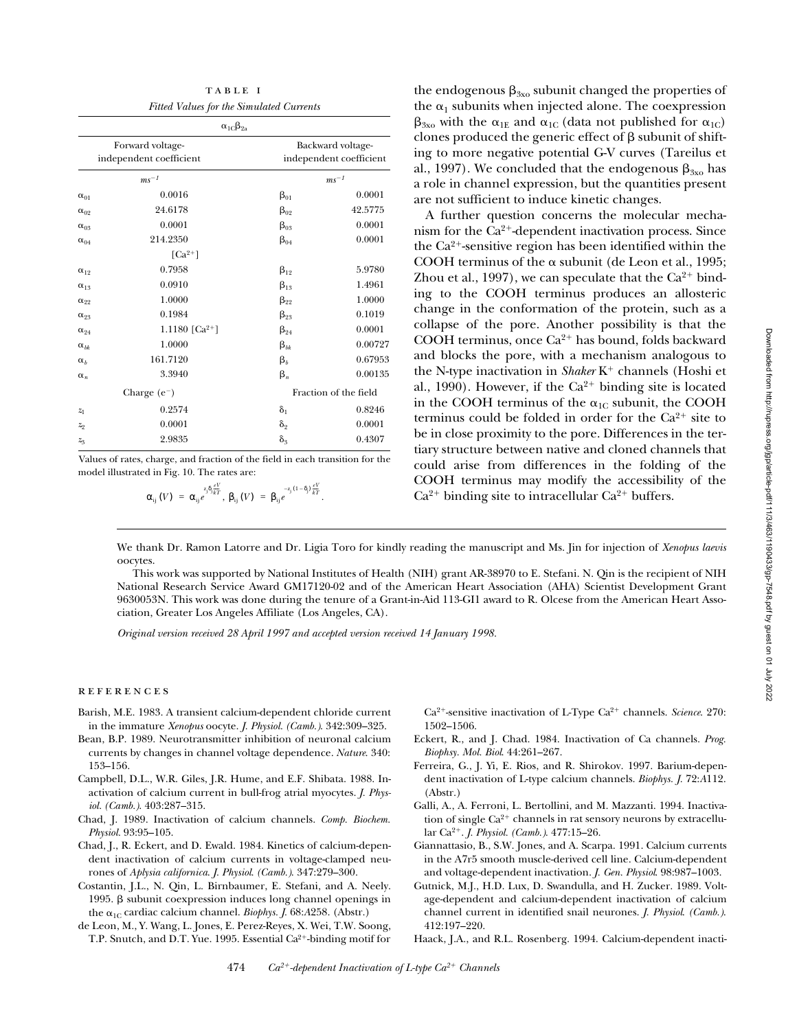TABLE I

*Fitted Values for the Simulated Currents*

| $\alpha_{1C}\beta_{2a}$ | | | |
|---|---|---|---|
| Forward voltage-independent coefficient | | Backward voltage-independent coefficient | |
| | $ms^{-1}$ | | $ms^{-1}$ |
| $\alpha_{01}$ | 0.0016 | $\beta_{01}$ | 0.0001 |
| $\alpha_{02}$ | 24.6178 | $\beta_{02}$ | 42.5775 |
| $\alpha_{03}$ | 0.0001 | $\beta_{03}$ | 0.0001 |
| $\alpha_{04}$ | 214.2350 | $\beta_{04}$ | 0.0001 |
| | $[Ca^{2+}]$ | | |
| $\alpha_{12}$ | 0.7958 | $\beta_{12}$ | 5.9780 |
| $\alpha_{13}$ | 0.0910 | $\beta_{13}$ | 1.4961 |
| $\alpha_{22}$ | 1.0000 | $\beta_{22}$ | 1.0000 |
| $\alpha_{23}$ | 0.1984 | $\beta_{23}$ | 0.1019 |
| $\alpha_{24}$ | 1.1180 $[Ca^{2+}]$ | $\beta_{24}$ | 0.0001 |
| $\alpha_{bk}$ | 1.0000 | $\beta_{bk}$ | 0.00727 |
| $\alpha_{b}$ | 161.7120 | $\beta_{b}$ | 0.67953 |
| $\alpha_{n}$ | 3.3940 | $\beta_{n}$ | 0.00135 |
| Charge ($e^{-}$) | | Fraction of the field | |
| $z_1$ | 0.2574 | $\delta_1$ | 0.8246 |
| $z_2$ | 0.0001 | $\delta_2$ | 0.0001 |
| $z_3$ | 2.9835 | $\delta_3$ | 0.4307 |

Values of rates, charge, and fraction of the field in each transition for the model illustrated in Fig. 10. The rates are:

$$\alpha_{ij}(V) = \alpha_{ij} e^{z_j \delta_j \frac{eV}{kT}},\ \beta_{ij}(V) = \beta_{ij} e^{-z_j (1-\delta_j) \frac{eV}{kT}}.$$

the endogenous $\beta_{3xo}$ subunit changed the properties of the $\alpha_1$ subunits when injected alone. The coexpression $\beta_{3xo}$ with the $\alpha_{1E}$ and $\alpha_{1C}$ (data not published for $\alpha_{1C}$) clones produced the generic effect of β subunit of shifting to more negative potential G-V curves (Tareilus et al., 1997). We concluded that the endogenous $\beta_{3xo}$ has a role in channel expression, but the quantities present are not sufficient to induce kinetic changes.

A further question concerns the molecular mechanism for the $Ca^{2+}$-dependent inactivation process. Since the $Ca^{2+}$-sensitive region has been identified within the COOH terminus of the α subunit (de Leon et al., 1995; Zhou et al., 1997), we can speculate that the $Ca^{2+}$ binding to the COOH terminus produces an allosteric change in the conformation of the protein, such as a collapse of the pore. Another possibility is that the COOH terminus, once $Ca^{2+}$ has bound, folds backward and blocks the pore, with a mechanism analogous to the N-type inactivation in *Shaker* $K^+$ channels (Hoshi et al., 1990). However, if the $Ca^{2+}$ binding site is located in the COOH terminus of the $\alpha_{1C}$ subunit, the COOH terminus could be folded in order for the $Ca^{2+}$ site to be in close proximity to the pore. Differences in the tertiary structure between native and cloned channels that could arise from differences in the folding of the COOH terminus may modify the accessibility of the $Ca^{2+}$ binding site to intracellular $Ca^{2+}$ buffers.

We thank Dr. Ramon Latorre and Dr. Ligia Toro for kindly reading the manuscript and Ms. Jin for injection of *Xenopus laevis* oocytes.

This work was supported by National Institutes of Health (NIH) grant AR-38970 to E. Stefani. N. Qin is the recipient of NIH National Research Service Award GM17120-02 and of the American Heart Association (AHA) Scientist Development Grant 9630053N. This work was done during the tenure of a Grant-in-Aid 113-GI1 award to R. Olcese from the American Heart Association, Greater Los Angeles Affiliate (Los Angeles, CA).

*Original version received 28 April 1997 and accepted version received 14 January 1998.*

## REFERENCES

Barish, M.E. 1983. A transient calcium-dependent chloride current in the immature *Xenopus* oocyte. *J. Physiol. (Camb.).* 342:309–325.

Bean, B.P. 1989. Neurotransmitter inhibition of neuronal calcium currents by changes in channel voltage dependence. *Nature.* 340: 153–156.

Campbell, D.L., W.R. Giles, J.R. Hume, and E.F. Shibata. 1988. Inactivation of calcium current in bull-frog atrial myocytes. *J. Physiol. (Camb.).* 403:287–315.

Chad, J. 1989. Inactivation of calcium channels. *Comp. Biochem. Physiol.* 93:95–105.

Chad, J., R. Eckert, and D. Ewald. 1984. Kinetics of calcium-dependent inactivation of calcium currents in voltage-clamped neurones of *Aplysia californica*. *J. Physiol. (Camb.).* 347:279–300.

Costantin, J.L., N. Qin, L. Birnbaumer, E. Stefani, and A. Neely. 1995. β subunit coexpression induces long channel openings in the $\alpha_{1C}$ cardiac calcium channel. *Biophys. J.* 68:A258. (Abstr.)

de Leon, M., Y. Wang, L. Jones, E. Perez-Reyes, X. Wei, T.W. Soong, T.P. Snutch, and D.T. Yue. 1995. Essential $Ca^{2+}$-binding motif for $Ca^{2+}$-sensitive inactivation of L-Type $Ca^{2+}$ channels. *Science.* 270: 1502–1506.

Eckert, R., and J. Chad. 1984. Inactivation of Ca channels. *Prog. Biophys. Mol. Biol.* 44:261–267.

Ferreira, G., J. Yi, E. Rios, and R. Shirokov. 1997. Barium-dependent inactivation of L-type calcium channels. *Biophys. J.* 72:A112. (Abstr.)

Galli, A., A. Ferroni, L. Bertollini, and M. Mazzanti. 1994. Inactivation of single $Ca^{2+}$ channels in rat sensory neurons by extracellular $Ca^{2+}$. *J. Physiol. (Camb.).* 477:15–26.

Giannattasio, B., S.W. Jones, and A. Scarpa. 1991. Calcium currents in the A7r5 smooth muscle-derived cell line. Calcium-dependent and voltage-dependent inactivation. *J. Gen. Physiol.* 98:987–1003.

Gutnick, M.J., H.D. Lux, D. Swandulla, and H. Zucker. 1989. Voltage-dependent and calcium-dependent inactivation of calcium channel current in identified snail neurones. *J. Physiol. (Camb.).* 412:197–220.

Haack, J.A., and R.L. Rosenberg. 1994. Calcium-dependent inacti-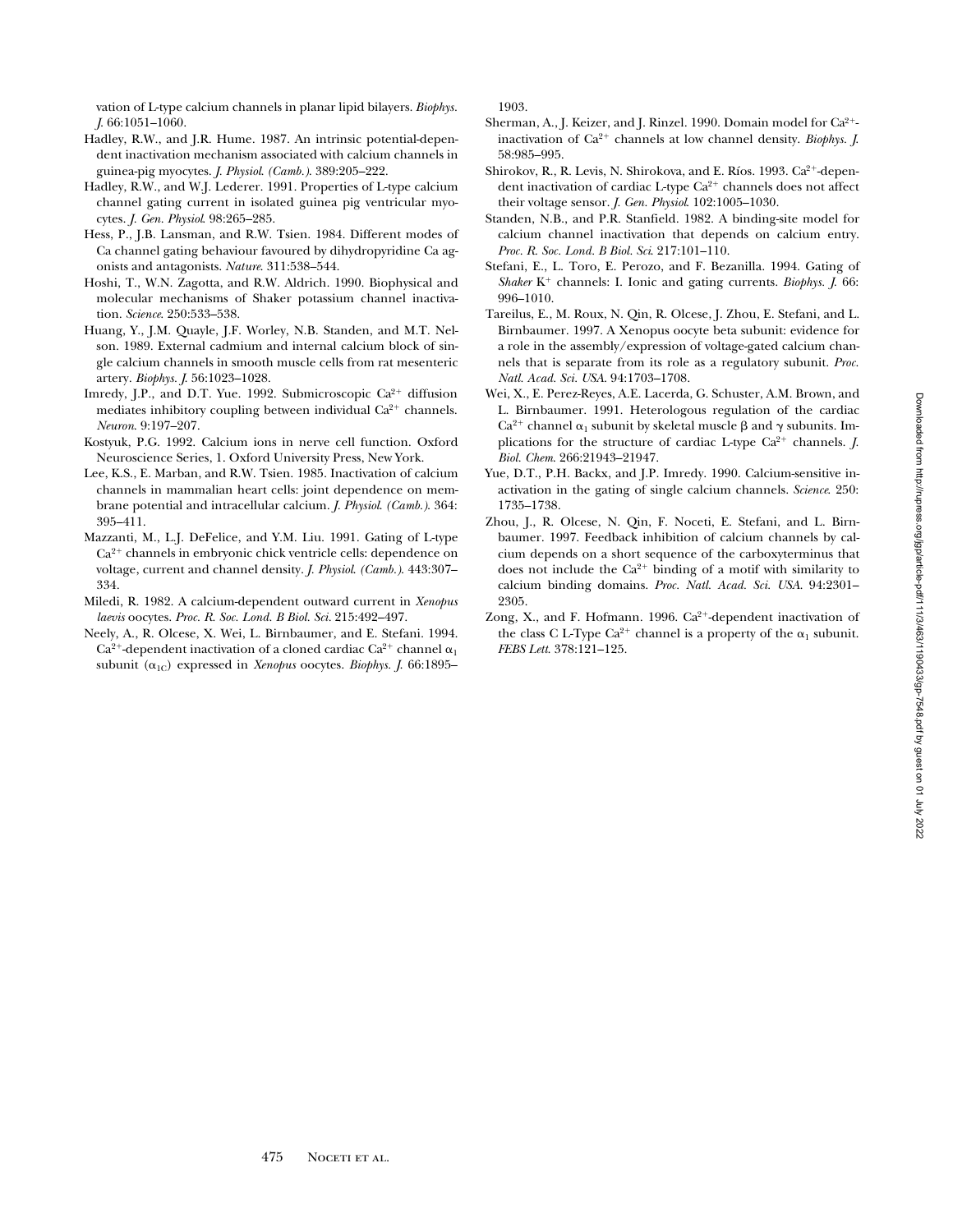vation of L-type calcium channels in planar lipid bilayers. *Biophys. J.* 66:1051–1060.

Hadley, R.W., and J.R. Hume. 1987. An intrinsic potential-dependent inactivation mechanism associated with calcium channels in guinea-pig myocytes. *J. Physiol. (Camb.).* 389:205–222.

Hadley, R.W., and W.J. Lederer. 1991. Properties of L-type calcium channel gating current in isolated guinea pig ventricular myocytes. *J. Gen. Physiol.* 98:265–285.

Hess, P., J.B. Lansman, and R.W. Tsien. 1984. Different modes of Ca channel gating behaviour favoured by dihydropyridine Ca agonists and antagonists. *Nature.* 311:538–544.

Hoshi, T., W.N. Zagotta, and R.W. Aldrich. 1990. Biophysical and molecular mechanisms of Shaker potassium channel inactivation. *Science.* 250:533–538.

Huang, Y., J.M. Quayle, J.F. Worley, N.B. Standen, and M.T. Nelson. 1989. External cadmium and internal calcium block of single calcium channels in smooth muscle cells from rat mesenteric artery. *Biophys. J.* 56:1023–1028.

Imredy, J.P., and D.T. Yue. 1992. Submicroscopic $Ca^{2+}$ diffusion mediates inhibitory coupling between individual $Ca^{2+}$ channels. *Neuron.* 9:197–207.

Kostyuk, P.G. 1992. Calcium ions in nerve cell function. Oxford Neuroscience Series, 1. Oxford University Press, New York.

Lee, K.S., E. Marban, and R.W. Tsien. 1985. Inactivation of calcium channels in mammalian heart cells: joint dependence on membrane potential and intracellular calcium. *J. Physiol. (Camb.).* 364:395–411.

Mazzanti, M., L.J. DeFelice, and Y.M. Liu. 1991. Gating of L-type $Ca^{2+}$ channels in embryonic chick ventricle cells: dependence on voltage, current and channel density. *J. Physiol. (Camb.).* 443:307–334.

Miledi, R. 1982. A calcium-dependent outward current in *Xenopus laevis* oocytes. *Proc. R. Soc. Lond. B Biol. Sci.* 215:492–497.

Neely, A., R. Olcese, X. Wei, L. Birnbaumer, and E. Stefani. 1994. $Ca^{2+}$-dependent inactivation of a cloned cardiac $Ca^{2+}$ channel $\alpha_1$ subunit ($\alpha_{1C}$) expressed in *Xenopus* oocytes. *Biophys. J.* 66:1895–1903.

Sherman, A., J. Keizer, and J. Rinzel. 1990. Domain model for $Ca^{2+}$-inactivation of $Ca^{2+}$ channels at low channel density. *Biophys. J.* 58:985–995.

Shirokov, R., R. Levis, N. Shirokova, and E. Ríos. 1993. $Ca^{2+}$-dependent inactivation of cardiac L-type $Ca^{2+}$ channels does not affect their voltage sensor. *J. Gen. Physiol.* 102:1005–1030.

Standen, N.B., and P.R. Stanfield. 1982. A binding-site model for calcium channel inactivation that depends on calcium entry. *Proc. R. Soc. Lond. B Biol. Sci.* 217:101–110.

Stefani, E., L. Toro, E. Perozo, and F. Bezanilla. 1994. Gating of *Shaker* $K^+$ channels: I. Ionic and gating currents. *Biophys. J.* 66:996–1010.

Tareilus, E., M. Roux, N. Qin, R. Olcese, J. Zhou, E. Stefani, and L. Birnbaumer. 1997. A Xenopus oocyte beta subunit: evidence for a role in the assembly/expression of voltage-gated calcium channels that is separate from its role as a regulatory subunit. *Proc. Natl. Acad. Sci. USA.* 94:1703–1708.

Wei, X., E. Perez-Reyes, A.E. Lacerda, G. Schuster, A.M. Brown, and L. Birnbaumer. 1991. Heterologous regulation of the cardiac $Ca^{2+}$ channel $\alpha_1$ subunit by skeletal muscle $\beta$ and $\gamma$ subunits. Implications for the structure of cardiac L-type $Ca^{2+}$ channels. *J. Biol. Chem.* 266:21943–21947.

Yue, D.T., P.H. Backx, and J.P. Imredy. 1990. Calcium-sensitive inactivation in the gating of single calcium channels. *Science.* 250:1735–1738.

Zhou, J., R. Olcese, N. Qin, F. Noceti, E. Stefani, and L. Birnbaumer. 1997. Feedback inhibition of calcium channels by calcium depends on a short sequence of the carboxyterminus that does not include the $Ca^{2+}$ binding of a motif with similarity to calcium binding domains. *Proc. Natl. Acad. Sci. USA.* 94:2301–2305.

Zong, X., and F. Hofmann. 1996. $Ca^{2+}$-dependent inactivation of the class C L-Type $Ca^{2+}$ channel is a property of the $\alpha_1$ subunit. *FEBS Lett.* 378:121–125.